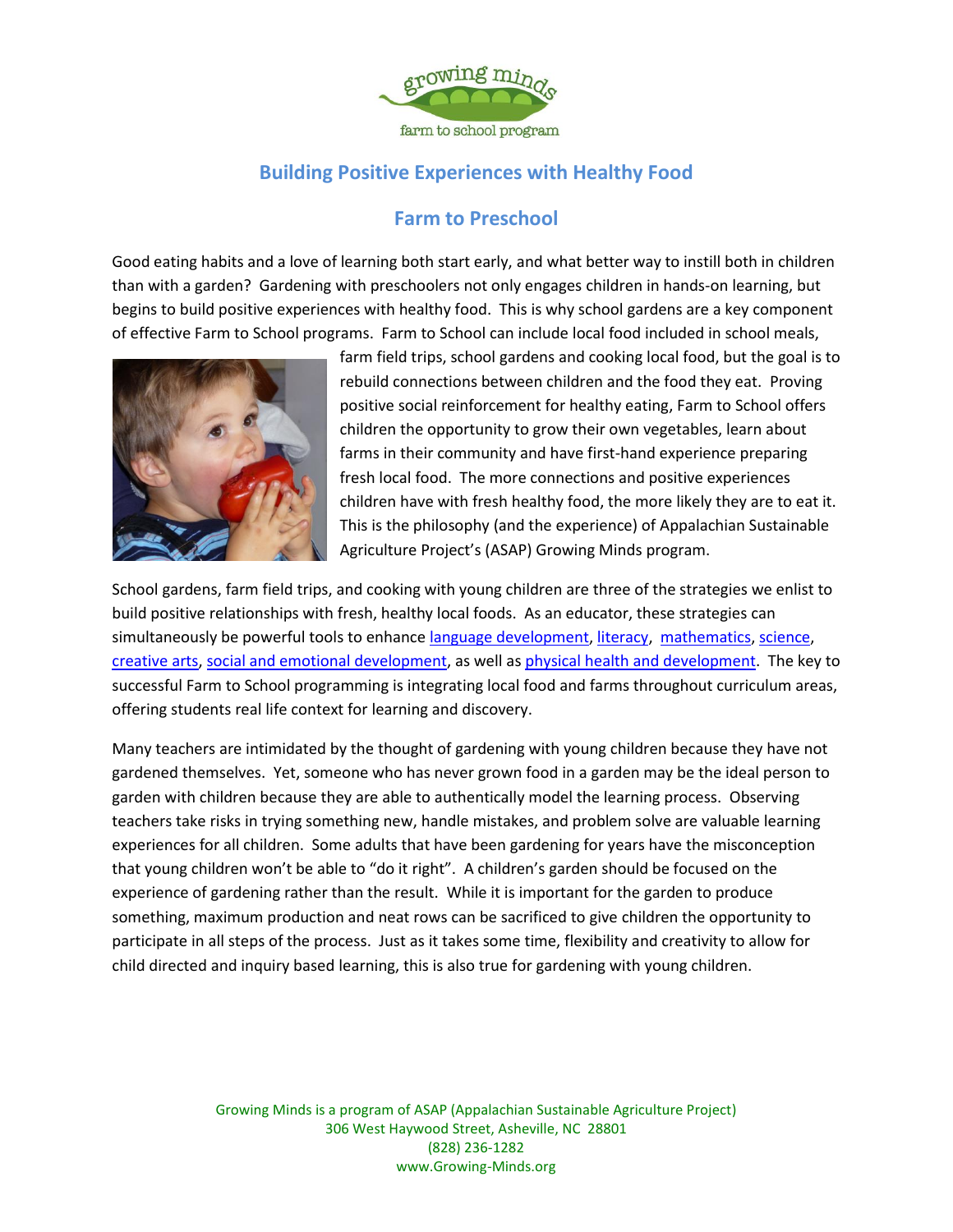growing minds

farm to school program

## Building Positive Experiences with Healthy Food

## Farm to Preschool

Good eating habits and a love of learning both start early, and what better way to instill both in children than with a garden? Gardening with preschoolers not only engages children in hands-on learning, but begins to build positive experiences with healthy food. This is why school gardens are a key component of effective Farm to School programs. Farm to School can include local food included in school meals, farm field trips, school gardens and cooking local food, but the goal is to rebuild connections between children and the food they eat. Proving positive social reinforcement for healthy eating, Farm to School offers children the opportunity to grow their own vegetables, learn about farms in their community and have first-hand experience preparing fresh local food. The more connections and positive experiences children have with fresh healthy food, the more likely they are to eat it. This is the philosophy (and the experience) of Appalachian Sustainable Agriculture Project's (ASAP) Growing Minds program.

School gardens, farm field trips, and cooking with young children are three of the strategies we enlist to build positive relationships with fresh, healthy local foods. As an educator, these strategies can simultaneously be powerful tools to enhance language development, literacy, mathematics, science, creative arts, social and emotional development, as well as physical health and development. The key to successful Farm to School programming is integrating local food and farms throughout curriculum areas, offering students real life context for learning and discovery.

Many teachers are intimidated by the thought of gardening with young children because they have not gardened themselves. Yet, someone who has never grown food in a garden may be the ideal person to garden with children because they are able to authentically model the learning process. Observing teachers take risks in trying something new, handle mistakes, and problem solve are valuable learning experiences for all children. Some adults that have been gardening for years have the misconception that young children won't be able to "do it right". A children's garden should be focused on the experience of gardening rather than the result. While it is important for the garden to produce something, maximum production and neat rows can be sacrificed to give children the opportunity to participate in all steps of the process. Just as it takes some time, flexibility and creativity to allow for child directed and inquiry based learning, this is also true for gardening with young children.

Growing Minds is a program of ASAP (Appalachian Sustainable Agriculture Project)
306 West Haywood Street, Asheville, NC 28801
(828) 236-1282
www.Growing-Minds.org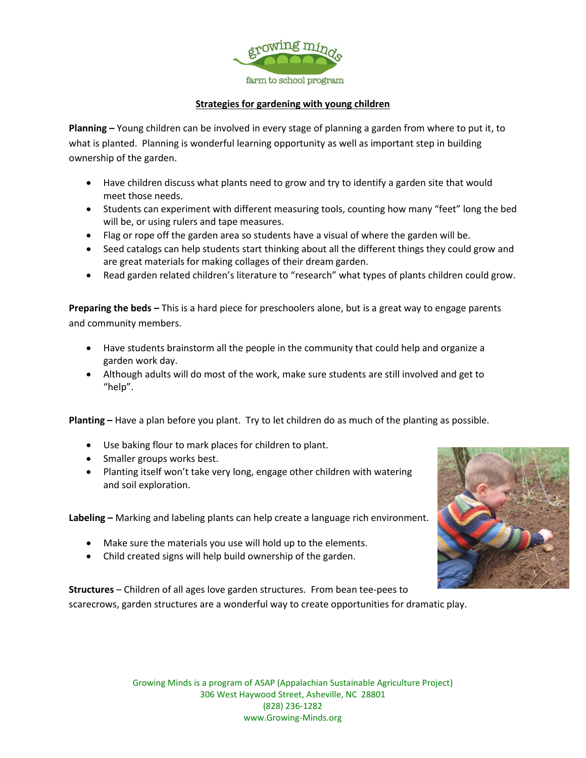growing minds

farm to school program

## Strategies for gardening with young children

**Planning –** Young children can be involved in every stage of planning a garden from where to put it, to what is planted. Planning is wonderful learning opportunity as well as important step in building ownership of the garden.

- Have children discuss what plants need to grow and try to identify a garden site that would meet those needs.
- Students can experiment with different measuring tools, counting how many "feet" long the bed will be, or using rulers and tape measures.
- Flag or rope off the garden area so students have a visual of where the garden will be.
- Seed catalogs can help students start thinking about all the different things they could grow and are great materials for making collages of their dream garden.
- Read garden related children's literature to "research" what types of plants children could grow.

**Preparing the beds –** This is a hard piece for preschoolers alone, but is a great way to engage parents and community members.

- Have students brainstorm all the people in the community that could help and organize a garden work day.
- Although adults will do most of the work, make sure students are still involved and get to "help".

**Planting –** Have a plan before you plant. Try to let children do as much of the planting as possible.

- Use baking flour to mark places for children to plant.
- Smaller groups works best.
- Planting itself won't take very long, engage other children with watering and soil exploration.

**Labeling –** Marking and labeling plants can help create a language rich environment.

- Make sure the materials you use will hold up to the elements.
- Child created signs will help build ownership of the garden.

**Structures** – Children of all ages love garden structures. From bean tee-pees to scarecrows, garden structures are a wonderful way to create opportunities for dramatic play.

Growing Minds is a program of ASAP (Appalachian Sustainable Agriculture Project)
306 West Haywood Street, Asheville, NC 28801
(828) 236-1282
www.Growing-Minds.org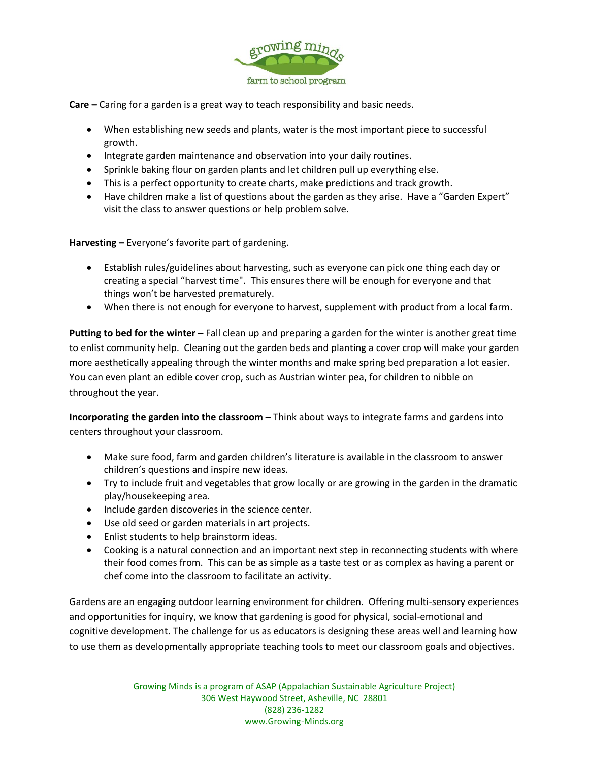**Care –** Caring for a garden is a great way to teach responsibility and basic needs.

- When establishing new seeds and plants, water is the most important piece to successful growth.
- Integrate garden maintenance and observation into your daily routines.
- Sprinkle baking flour on garden plants and let children pull up everything else.
- This is a perfect opportunity to create charts, make predictions and track growth.
- Have children make a list of questions about the garden as they arise. Have a "Garden Expert" visit the class to answer questions or help problem solve.

**Harvesting –** Everyone's favorite part of gardening.

- Establish rules/guidelines about harvesting, such as everyone can pick one thing each day or creating a special "harvest time". This ensures there will be enough for everyone and that things won't be harvested prematurely.
- When there is not enough for everyone to harvest, supplement with product from a local farm.

**Putting to bed for the winter –** Fall clean up and preparing a garden for the winter is another great time to enlist community help. Cleaning out the garden beds and planting a cover crop will make your garden more aesthetically appealing through the winter months and make spring bed preparation a lot easier. You can even plant an edible cover crop, such as Austrian winter pea, for children to nibble on throughout the year.

**Incorporating the garden into the classroom –** Think about ways to integrate farms and gardens into centers throughout your classroom.

- Make sure food, farm and garden children's literature is available in the classroom to answer children's questions and inspire new ideas.
- Try to include fruit and vegetables that grow locally or are growing in the garden in the dramatic play/housekeeping area.
- Include garden discoveries in the science center.
- Use old seed or garden materials in art projects.
- Enlist students to help brainstorm ideas.
- Cooking is a natural connection and an important next step in reconnecting students with where their food comes from. This can be as simple as a taste test or as complex as having a parent or chef come into the classroom to facilitate an activity.

Gardens are an engaging outdoor learning environment for children. Offering multi-sensory experiences and opportunities for inquiry, we know that gardening is good for physical, social-emotional and cognitive development. The challenge for us as educators is designing these areas well and learning how to use them as developmentally appropriate teaching tools to meet our classroom goals and objectives.